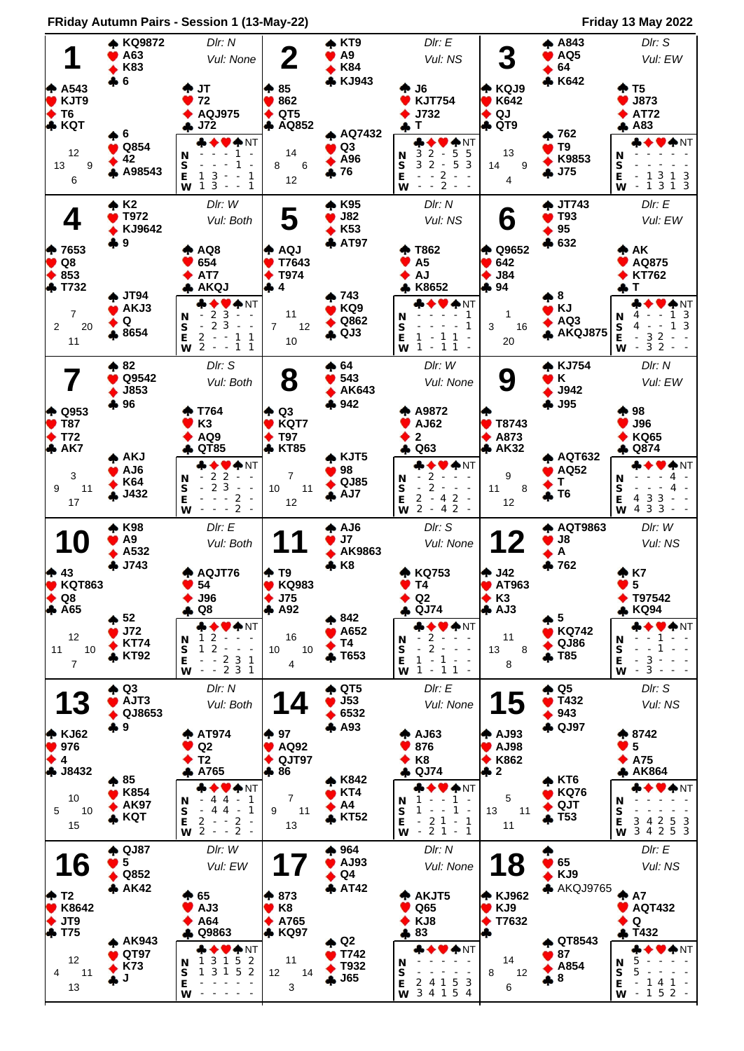# FRiday Autumn Pairs - Session 1 (13-May-22)

Friday 13 May 2022

## Board 1

Dlr: N, Vul: None

- North: ♠ KQ9872 ♥ A63 ♦ K83 ♣ 6
- West: ♠ A543 ♥ KJT9 ♦ T6 ♣ KQT
- East: ♠ JT ♥ 72 ♦ AQJ975 ♣ J72
- South: ♠ 6 ♥ Q854 ♦ 42 ♣ A98543

HCP: N 12, W 13, E 9, S 6

| | ♣ | ♦ | ♥ | ♠ | NT |
|---|---|---|---|---|---|
| N | - | - | - | 1 | - |
| S | - | - | - | 1 | - |
| E | 1 | 3 | - | - | 1 |
| W | 1 | 3 | - | - | 1 |

## Board 2

Dlr: E, Vul: NS

- North: ♠ KT9 ♥ A9 ♦ K84 ♣ KJ943
- West: ♠ 85 ♥ 862 ♦ QT5 ♣ AQ852
- East: ♠ J6 ♥ KJT754 ♦ J732 ♣ T
- South: ♠ AQ7432 ♥ Q3 ♦ A96 ♣ 76

HCP: N 14, W 8, E 6, S 12

| | ♣ | ♦ | ♥ | ♠ | NT |
|---|---|---|---|---|---|
| N | 3 | 2 | - | 5 | 5 |
| S | 3 | 2 | - | 5 | 3 |
| E | - | - | 2 | - | - |
| W | - | - | 2 | - | - |

## Board 3

Dlr: S, Vul: EW

- North: ♠ A843 ♥ AQ5 ♦ 64 ♣ K642
- West: ♠ KQJ9 ♥ K642 ♦ QJ ♣ QT9
- East: ♠ T5 ♥ J873 ♦ AT72 ♣ A83
- South: ♠ 762 ♥ T9 ♦ K9853 ♣ J75

HCP: N 13, W 14, E 9, S 4

| | ♣ | ♦ | ♥ | ♠ | NT |
|---|---|---|---|---|---|
| N | - | - | - | - | - |
| S | - | - | - | - | - |
| E | - | 1 | 3 | 1 | 3 |
| W | - | 1 | 3 | 1 | 3 |

## Board 4

Dlr: W, Vul: Both

- North: ♠ K2 ♥ T972 ♦ KJ9642 ♣ 9
- West: ♠ 7653 ♥ Q8 ♦ 853 ♣ T732
- East: ♠ AQ8 ♥ 654 ♦ AT7 ♣ AKQJ
- South: ♠ JT94 ♥ AKJ3 ♦ Q ♣ 8654

HCP: N 7, W 2, E 20, S 11

| | ♣ | ♦ | ♥ | ♠ | NT |
|---|---|---|---|---|---|
| N | - | 2 | 3 | - | - |
| S | - | 2 | 3 | - | - |
| E | 2 | - | - | 1 | 1 |
| W | 2 | - | - | 1 | 1 |

## Board 5

Dlr: N, Vul: NS

- North: ♠ K95 ♥ J82 ♦ K53 ♣ AT97
- West: ♠ AQJ ♥ T7643 ♦ T974 ♣ 4
- East: ♠ T862 ♥ A5 ♦ AJ ♣ K8652
- South: ♠ 743 ♥ KQ9 ♦ Q862 ♣ QJ3

HCP: N 11, W 7, E 12, S 10

| | ♣ | ♦ | ♥ | ♠ | NT |
|---|---|---|---|---|---|
| N | - | - | - | - | 1 |
| S | - | - | - | - | 1 |
| E | 1 | - | 1 | 1 | - |
| W | 1 | - | 1 | 1 | - |

## Board 6

Dlr: E, Vul: EW

- North: ♠ JT743 ♥ T93 ♦ 95 ♣ 632
- West: ♠ Q9652 ♥ 642 ♦ J84 ♣ 94
- East: ♠ AK ♥ AQ875 ♦ KT762 ♣ T
- South: ♠ 8 ♥ KJ ♦ AQ3 ♣ AKQJ875

HCP: N 1, W 3, E 16, S 20

| | ♣ | ♦ | ♥ | ♠ | NT |
|---|---|---|---|---|---|
| N | 4 | - | - | 1 | 3 |
| S | 4 | - | - | 1 | 3 |
| E | - | 3 | 2 | - | - |
| W | - | 3 | 2 | - | - |

## Board 7

Dlr: S, Vul: Both

- North: ♠ 82 ♥ Q9542 ♦ J853 ♣ 96
- West: ♠ Q953 ♥ T87 ♦ T72 ♣ AK7
- East: ♠ T764 ♥ K3 ♦ AQ9 ♣ QT85
- South: ♠ AKJ ♥ AJ6 ♦ K64 ♣ J432

HCP: N 3, W 9, E 11, S 17

| | ♣ | ♦ | ♥ | ♠ | NT |
|---|---|---|---|---|---|
| N | - | 2 | 2 | - | - |
| S | - | 2 | 3 | - | - |
| E | - | - | - | 2 | - |
| W | - | - | - | 2 | - |

## Board 8

Dlr: W, Vul: None

- North: ♠ 64 ♥ 543 ♦ AK643 ♣ 942
- West: ♠ Q3 ♥ KQT7 ♦ T97 ♣ KT85
- East: ♠ A9872 ♥ AJ62 ♦ 2 ♣ Q63
- South: ♠ KJT5 ♥ 98 ♦ QJ85 ♣ AJ7

HCP: N 7, W 10, E 11, S 12

| | ♣ | ♦ | ♥ | ♠ | NT |
|---|---|---|---|---|---|
| N | - | 2 | - | - | - |
| S | - | 2 | - | - | - |
| E | 2 | - | 4 | 2 | - |
| W | 2 | - | 4 | 2 | - |

## Board 9

Dlr: N, Vul: EW

- North: ♠ KJ754 ♥ K ♦ J942 ♣ J95
- West: ♠ — ♥ T8743 ♦ A873 ♣ AK32
- East: ♠ 98 ♥ J96 ♦ KQ65 ♣ Q874
- South: ♠ AQT632 ♥ AQ52 ♦ T ♣ T6

HCP: N 9, W 11, E 8, S 12

| | ♣ | ♦ | ♥ | ♠ | NT |
|---|---|---|---|---|---|
| N | - | - | - | 4 | - |
| S | - | - | - | 4 | - |
| E | 4 | 3 | 3 | - | - |
| W | 4 | 3 | 3 | - | - |

## Board 10

Dlr: E, Vul: Both

- North: ♠ K98 ♥ A9 ♦ A532 ♣ J743
- West: ♠ 43 ♥ KQT863 ♦ Q8 ♣ A65
- East: ♠ AQJT76 ♥ 54 ♦ J96 ♣ Q8
- South: ♠ 52 ♥ J72 ♦ KT74 ♣ KT92

HCP: N 12, W 11, E 10, S 7

| | ♣ | ♦ | ♥ | ♠ | NT |
|---|---|---|---|---|---|
| N | 1 | 2 | - | - | - |
| S | 1 | 2 | - | - | - |
| E | - | - | 2 | 3 | 1 |
| W | - | - | 2 | 3 | 1 |

## Board 11

Dlr: S, Vul: None

- North: ♠ AJ6 ♥ J7 ♦ AK9863 ♣ K8
- West: ♠ T9 ♥ KQ983 ♦ J75 ♣ A92
- East: ♠ KQ753 ♥ T4 ♦ Q2 ♣ QJ74
- South: ♠ 842 ♥ A652 ♦ T4 ♣ T653

HCP: N 16, W 10, E 10, S 4

| | ♣ | ♦ | ♥ | ♠ | NT |
|---|---|---|---|---|---|
| N | - | 2 | - | - | - |
| S | - | 2 | - | - | - |
| E | 1 | - | 1 | - | - |
| W | 1 | - | 1 | 1 | - |

## Board 12

Dlr: W, Vul: NS

- North: ♠ AQT9863 ♥ J8 ♦ A ♣ 762
- West: ♠ J42 ♥ AT963 ♦ K3 ♣ AJ3
- East: ♠ K7 ♥ 5 ♦ T97542 ♣ KQ94
- South: ♠ 5 ♥ KQ742 ♦ QJ86 ♣ T85

HCP: N 11, W 13, E 8, S 8

| | ♣ | ♦ | ♥ | ♠ | NT |
|---|---|---|---|---|---|
| N | - | - | 1 | - | - |
| S | - | - | 1 | - | - |
| E | - | 3 | - | - | - |
| W | - | 3 | - | - | - |

## Board 13

Dlr: N, Vul: Both

- North: ♠ Q3 ♥ AJT3 ♦ QJ8653 ♣ 9
- West: ♠ KJ62 ♥ 976 ♦ 4 ♣ J8432
- East: ♠ AT974 ♥ Q2 ♦ T2 ♣ A765
- South: ♠ 85 ♥ K854 ♦ AK97 ♣ KQT

HCP: N 10, W 5, E 10, S 15

| | ♣ | ♦ | ♥ | ♠ | NT |
|---|---|---|---|---|---|
| N | - | 4 | 4 | - | 1 |
| S | - | 4 | 4 | - | 1 |
| E | 2 | - | - | 2 | - |
| W | 2 | - | - | 2 | - |

## Board 14

Dlr: E, Vul: None

- North: ♠ QT5 ♥ J53 ♦ 6532 ♣ A93
- West: ♠ 97 ♥ AQ92 ♦ QJT97 ♣ 86
- East: ♠ AJ63 ♥ 876 ♦ K8 ♣ QJ74
- South: ♠ K842 ♥ KT4 ♦ A4 ♣ KT52

HCP: N 7, W 9, E 11, S 13

| | ♣ | ♦ | ♥ | ♠ | NT |
|---|---|---|---|---|---|
| N | 1 | - | - | 1 | - |
| S | 1 | - | - | 1 | - |
| E | - | 2 | 1 | - | 1 |
| W | - | 2 | 1 | - | 1 |

## Board 15

Dlr: S, Vul: NS

- North: ♠ Q5 ♥ T432 ♦ 943 ♣ QJ97
- West: ♠ AJ93 ♥ AJ98 ♦ K862 ♣ 2
- East: ♠ 8742 ♥ 5 ♦ A75 ♣ AK864
- South: ♠ KT6 ♥ KQ76 ♦ QJT ♣ T53

HCP: N 5, W 13, E 11, S 11

| | ♣ | ♦ | ♥ | ♠ | NT |
|---|---|---|---|---|---|
| N | - | - | - | - | - |
| S | - | - | - | - | - |
| E | 3 | 4 | 2 | 5 | 3 |
| W | 3 | 4 | 2 | 5 | 3 |

## Board 16

Dlr: W, Vul: EW

- North: ♠ QJ87 ♥ 5 ♦ Q852 ♣ AK42
- West: ♠ T2 ♥ K8642 ♦ JT9 ♣ T75
- East: ♠ 65 ♥ AJ3 ♦ A64 ♣ Q9863
- South: ♠ AK943 ♥ QT97 ♦ K73 ♣ J

HCP: N 12, W 4, E 11, S 13

| | ♣ | ♦ | ♥ | ♠ | NT |
|---|---|---|---|---|---|
| N | 1 | 3 | 1 | 5 | 2 |
| S | 1 | 3 | 1 | 5 | 2 |
| E | - | - | - | - | - |
| W | - | - | - | - | - |

## Board 17

Dlr: N, Vul: None

- North: ♠ 964 ♥ AJ93 ♦ Q4 ♣ AT42
- West: ♠ 873 ♥ K8 ♦ A765 ♣ KQ97
- East: ♠ AKJT5 ♥ Q65 ♦ KJ8 ♣ 83
- South: ♠ Q2 ♥ T742 ♦ T932 ♣ J65

HCP: N 11, W 12, E 14, S 3

| | ♣ | ♦ | ♥ | ♠ | NT |
|---|---|---|---|---|---|
| N | - | - | - | - | - |
| S | - | - | - | - | - |
| E | 2 | 4 | 1 | 5 | 3 |
| W | 3 | 4 | 1 | 5 | 4 |

## Board 18

Dlr: E, Vul: NS

- North: ♠ — ♥ 65 ♦ KJ9 ♣ AKQJ9765
- West: ♠ KJ962 ♥ KJ9 ♦ T7632 ♣ —
- East: ♠ A7 ♥ AQT432 ♦ Q ♣ T432
- South: ♠ QT8543 ♥ 87 ♦ A854 ♣ 8

HCP: N 14, W 8, E 12, S 6

| | ♣ | ♦ | ♥ | ♠ | NT |
|---|---|---|---|---|---|
| N | 5 | - | - | - | - |
| S | 5 | - | - | - | - |
| E | - | 1 | 4 | 1 | - |
| W | - | 1 | 5 | 2 | - |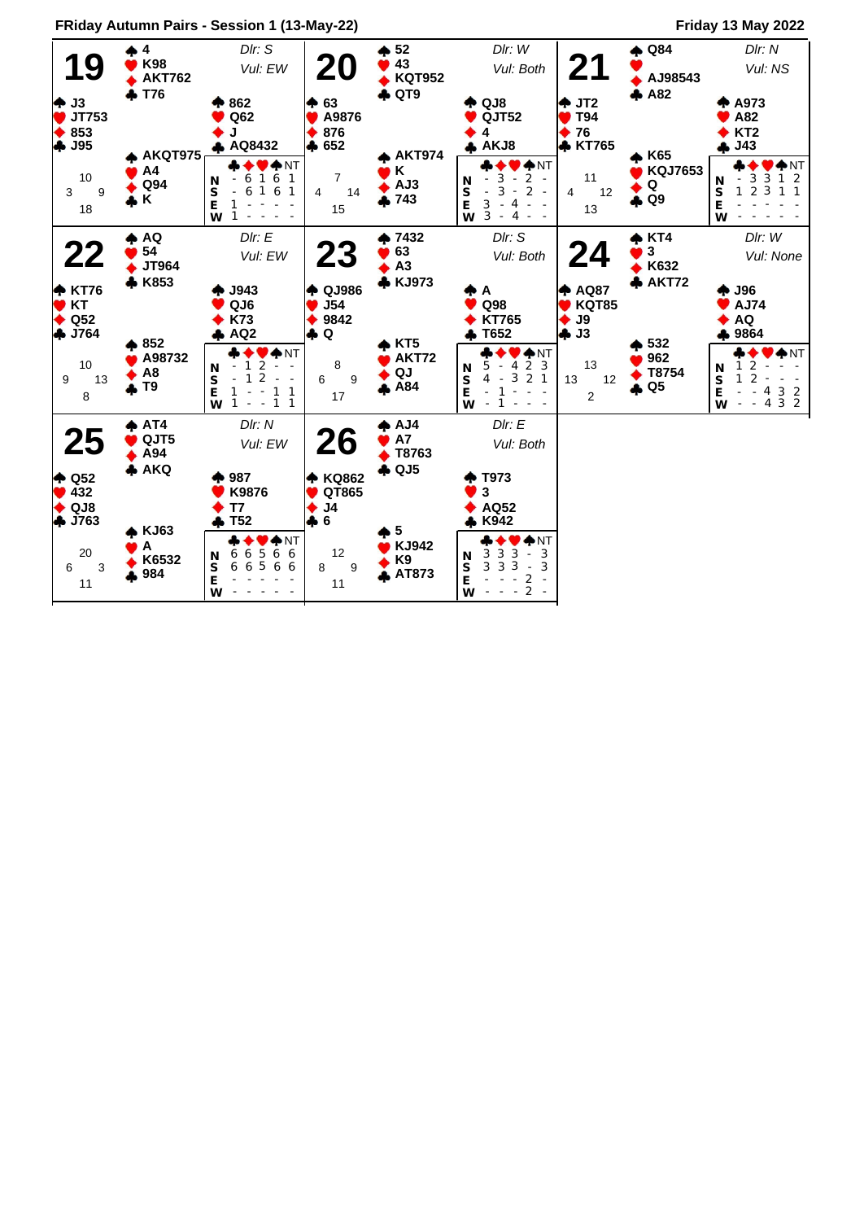# FRiday Autumn Pairs - Session 1 (13-May-22)

Friday 13 May 2022

## Board 19

Dlr: S — Vul: EW

North: ♠ 4 ♥ K98 ♦ AKT762 ♣ T76

West: ♠ J3 ♥ JT753 ♦ 853 ♣ J95

East: ♠ 862 ♥ Q62 ♦ J ♣ AQ8432

South: ♠ AKQT975 ♥ A4 ♦ Q94 ♣ K

HCP: N 10, W 3, E 9, S 18

| | ♣ | ♦ | ♥ | ♠ | NT |
|---|---|---|---|---|---|
| N | - | 6 | 1 | 6 | 1 |
| S | - | 6 | 1 | 6 | 1 |
| E | 1 | - | - | - | - |
| W | 1 | - | - | - | - |

## Board 20

Dlr: W — Vul: Both

North: ♠ 52 ♥ 43 ♦ KQT952 ♣ QT9

West: ♠ 63 ♥ A9876 ♦ 876 ♣ 652

East: ♠ QJ8 ♥ QJT52 ♦ 4 ♣ AKJ8

South: ♠ AKT974 ♥ K ♦ AJ3 ♣ 743

HCP: N 7, W 4, E 14, S 15

| | ♣ | ♦ | ♥ | ♠ | NT |
|---|---|---|---|---|---|
| N | - | 3 | - | 2 | - |
| S | - | 3 | - | 2 | - |
| E | 3 | - | 4 | - | - |
| W | 3 | - | 4 | - | - |

## Board 21

Dlr: N — Vul: NS

North: ♠ Q84 ♥ — ♦ AJ98543 ♣ A82

West: ♠ JT2 ♥ T94 ♦ 76 ♣ KT765

East: ♠ A973 ♥ A82 ♦ KT2 ♣ J43

South: ♠ K65 ♥ KQJ7653 ♦ Q ♣ Q9

HCP: N 11, W 4, E 12, S 13

| | ♣ | ♦ | ♥ | ♠ | NT |
|---|---|---|---|---|---|
| N | - | 3 | 3 | 1 | 2 |
| S | 1 | 2 | 3 | 1 | 1 |
| E | - | - | - | - | - |
| W | - | - | - | - | - |

## Board 22

Dlr: E — Vul: EW

North: ♠ AQ ♥ 54 ♦ JT964 ♣ K853

West: ♠ KT76 ♥ KT ♦ Q52 ♣ J764

East: ♠ J943 ♥ QJ6 ♦ K73 ♣ AQ2

South: ♠ 852 ♥ A98732 ♦ A8 ♣ T9

HCP: N 10, W 9, E 13, S 8

| | ♣ | ♦ | ♥ | ♠ | NT |
|---|---|---|---|---|---|
| N | - | 1 | 2 | - | - |
| S | - | 1 | 2 | - | - |
| E | 1 | - | - | 1 | 1 |
| W | 1 | - | - | 1 | 1 |

## Board 23

Dlr: S — Vul: Both

North: ♠ 7432 ♥ 63 ♦ A3 ♣ KJ973

West: ♠ QJ986 ♥ J54 ♦ 9842 ♣ Q

East: ♠ A ♥ Q98 ♦ KT765 ♣ T652

South: ♠ KT5 ♥ AKT72 ♦ QJ ♣ A84

HCP: N 8, W 6, E 9, S 17

| | ♣ | ♦ | ♥ | ♠ | NT |
|---|---|---|---|---|---|
| N | 5 | - | 4 | 2 | 3 |
| S | 4 | - | 3 | 2 | 1 |
| E | - | 1 | - | - | - |
| W | - | 1 | - | - | - |

## Board 24

Dlr: W — Vul: None

North: ♠ KT4 ♥ 3 ♦ K632 ♣ AKT72

West: ♠ AQ87 ♥ KQT85 ♦ J9 ♣ J3

East: ♠ J96 ♥ AJ74 ♦ AQ ♣ 9864

South: ♠ 532 ♥ 962 ♦ T8754 ♣ Q5

HCP: N 13, W 13, E 12, S 2

| | ♣ | ♦ | ♥ | ♠ | NT |
|---|---|---|---|---|---|
| N | 1 | 2 | - | - | - |
| S | 1 | 2 | - | - | - |
| E | - | - | 4 | 3 | 2 |
| W | - | - | 4 | 3 | 2 |

## Board 25

Dlr: N — Vul: EW

North: ♠ AT4 ♥ QJT5 ♦ A94 ♣ AKQ

West: ♠ Q52 ♥ 432 ♦ QJ8 ♣ J763

East: ♠ 987 ♥ K9876 ♦ T7 ♣ T52

South: ♠ KJ63 ♥ A ♦ K6532 ♣ 984

HCP: N 20, W 6, E 3, S 11

| | ♣ | ♦ | ♥ | ♠ | NT |
|---|---|---|---|---|---|
| N | 6 | 6 | 5 | 6 | 6 |
| S | 6 | 6 | 5 | 6 | 6 |
| E | - | - | - | - | - |
| W | - | - | - | - | - |

## Board 26

Dlr: E — Vul: Both

North: ♠ AJ4 ♥ A7 ♦ T8763 ♣ QJ5

West: ♠ KQ862 ♥ QT865 ♦ J4 ♣ 6

East: ♠ T973 ♥ 3 ♦ AQ52 ♣ K942

South: ♠ 5 ♥ KJ942 ♦ K9 ♣ AT873

HCP: N 12, W 8, E 9, S 11

| | ♣ | ♦ | ♥ | ♠ | NT |
|---|---|---|---|---|---|
| N | 3 | 3 | 3 | - | 3 |
| S | 3 | 3 | 3 | - | 3 |
| E | - | - | - | 2 | - |
| W | - | - | - | 2 | - |